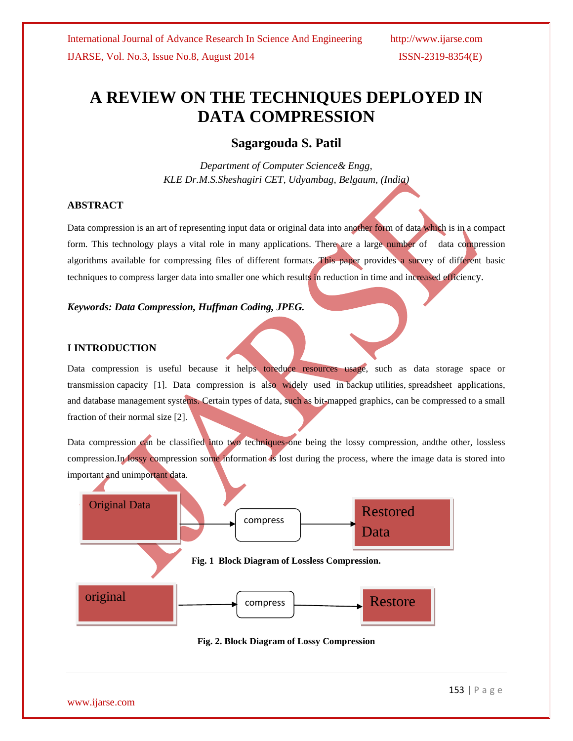# A REVIEW ON THE TECHNIQUES DEPLOYED IN DATA COMPRESSION

## Sagargouda S. Patil

*Department of Computer Science& Engg,*
*KLE Dr.M.S.Sheshagiri CET, Udyambag, Belgaum, (India)*

### ABSTRACT

Data compression is an art of representing input data or original data into another form of data which is in a compact form. This technology plays a vital role in many applications. There are a large number of data compression algorithms available for compressing files of different formats. This paper provides a survey of different basic techniques to compress larger data into smaller one which results in reduction in time and increased efficiency.

***Keywords: Data Compression, Huffman Coding, JPEG.***

### I INTRODUCTION

Data compression is useful because it helps toreduce resources usage, such as data storage space or transmission capacity [1]. Data compression is also widely used in backup utilities, spreadsheet applications, and database management systems. Certain types of data, such as bit-mapped graphics, can be compressed to a small fraction of their normal size [2].

Data compression can be classified into two techniques-one being the lossy compression, andthe other, lossless compression.In lossy compression some information is lost during the process, where the image data is stored into important and unimportant data.

Original Data → compress → Restored Data

**Fig. 1 Block Diagram of Lossless Compression.**

original → compress → Restore

**Fig. 2. Block Diagram of Lossy Compression**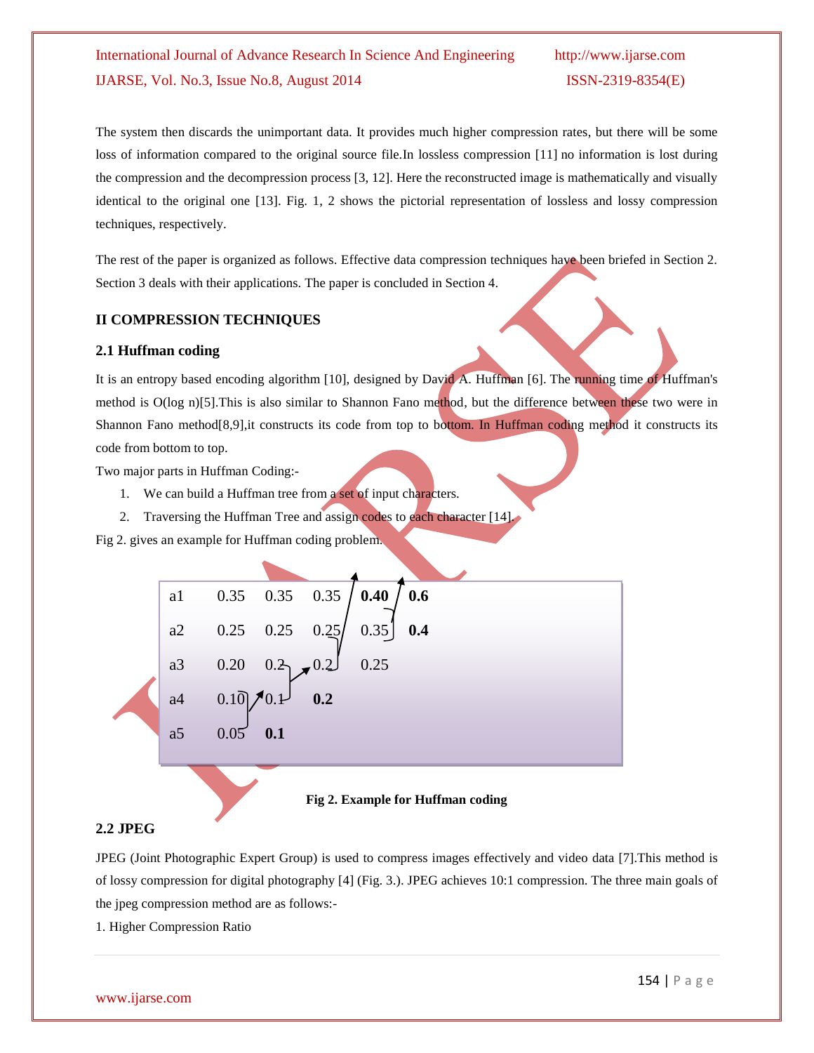The system then discards the unimportant data. It provides much higher compression rates, but there will be some loss of information compared to the original source file.In lossless compression [11] no information is lost during the compression and the decompression process [3, 12]. Here the reconstructed image is mathematically and visually identical to the original one [13]. Fig. 1, 2 shows the pictorial representation of lossless and lossy compression techniques, respectively.

The rest of the paper is organized as follows. Effective data compression techniques have been briefed in Section 2. Section 3 deals with their applications. The paper is concluded in Section 4.

## II COMPRESSION TECHNIQUES

### 2.1 Huffman coding

It is an entropy based encoding algorithm [10], designed by David A. Huffman [6]. The running time of Huffman's method is O(log n)[5].This is also similar to Shannon Fano method, but the difference between these two were in Shannon Fano method[8,9],it constructs its code from top to bottom. In Huffman coding method it constructs its code from bottom to top.

Two major parts in Huffman Coding:-

1. We can build a Huffman tree from a set of input characters.
2. Traversing the Huffman Tree and assign codes to each character [14].

Fig 2. gives an example for Huffman coding problem.

| | | | | | |
|---|---|---|---|---|---|
| a1 | 0.35 | 0.35 | 0.35 | **0.40** | **0.6** |
| a2 | 0.25 | 0.25 | 0.25 | 0.35 | **0.4** |
| a3 | 0.20 | 0.2 | 0.2 | 0.25 | |
| a4 | 0.10 | 0.1 | **0.2** | | |
| a5 | 0.05 | **0.1** | | | |

**Fig 2. Example for Huffman coding**

### 2.2 JPEG

JPEG (Joint Photographic Expert Group) is used to compress images effectively and video data [7].This method is of lossy compression for digital photography [4] (Fig. 3.). JPEG achieves 10:1 compression. The three main goals of the jpeg compression method are as follows:-

1. Higher Compression Ratio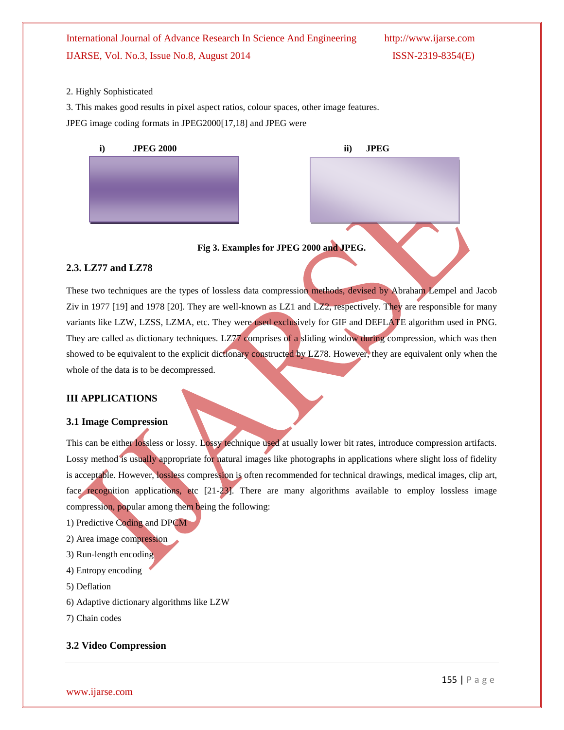2. Highly Sophisticated

3. This makes good results in pixel aspect ratios, colour spaces, other image features.

JPEG image coding formats in JPEG2000[17,18] and JPEG were

**i) JPEG 2000** **ii) JPEG**

**Fig 3. Examples for JPEG 2000 and JPEG.**

### 2.3. LZ77 and LZ78

These two techniques are the types of lossless data compression methods, devised by Abraham Lempel and Jacob Ziv in 1977 [19] and 1978 [20]. They are well-known as LZ1 and LZ2, respectively. They are responsible for many variants like LZW, LZSS, LZMA, etc. They were used exclusively for GIF and DEFLATE algorithm used in PNG. They are called as dictionary techniques. LZ77 comprises of a sliding window during compression, which was then showed to be equivalent to the explicit dictionary constructed by LZ78. However, they are equivalent only when the whole of the data is to be decompressed.

## III APPLICATIONS

### 3.1 Image Compression

This can be either lossless or lossy. Lossy technique used at usually lower bit rates, introduce compression artifacts. Lossy method is usually appropriate for natural images like photographs in applications where slight loss of fidelity is acceptable. However, lossless compression is often recommended for technical drawings, medical images, clip art, face recognition applications, etc [21-23]. There are many algorithms available to employ lossless image compression, popular among them being the following:

1) Predictive Coding and DPCM

2) Area image compression

3) Run-length encoding

4) Entropy encoding

5) Deflation

6) Adaptive dictionary algorithms like LZW

7) Chain codes

### 3.2 Video Compression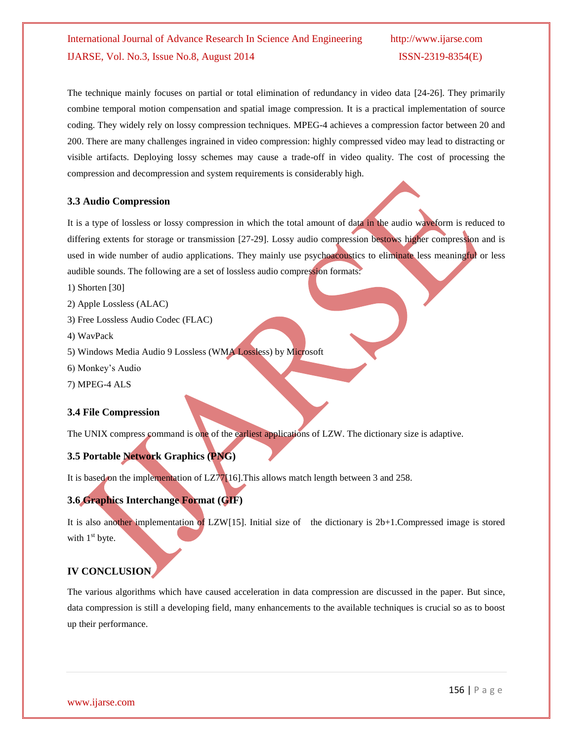The technique mainly focuses on partial or total elimination of redundancy in video data [24-26]. They primarily combine temporal motion compensation and spatial image compression. It is a practical implementation of source coding. They widely rely on lossy compression techniques. MPEG-4 achieves a compression factor between 20 and 200. There are many challenges ingrained in video compression: highly compressed video may lead to distracting or visible artifacts. Deploying lossy schemes may cause a trade-off in video quality. The cost of processing the compression and decompression and system requirements is considerably high.

### 3.3 Audio Compression

It is a type of lossless or lossy compression in which the total amount of data in the audio waveform is reduced to differing extents for storage or transmission [27-29]. Lossy audio compression bestows higher compression and is used in wide number of audio applications. They mainly use psychoacoustics to eliminate less meaningful or less audible sounds. The following are a set of lossless audio compression formats:

1) Shorten [30]
2) Apple Lossless (ALAC)
3) Free Lossless Audio Codec (FLAC)
4) WavPack
5) Windows Media Audio 9 Lossless (WMA Lossless) by Microsoft
6) Monkey's Audio
7) MPEG-4 ALS

### 3.4 File Compression

The UNIX compress command is one of the earliest applications of LZW. The dictionary size is adaptive.

### 3.5 Portable Network Graphics (PNG)

It is based on the implementation of LZ77[16].This allows match length between 3 and 258.

### 3.6 Graphics Interchange Format (GIF)

It is also another implementation of LZW[15]. Initial size of the dictionary is 2b+1.Compressed image is stored with 1[st] byte.

## IV CONCLUSION

The various algorithms which have caused acceleration in data compression are discussed in the paper. But since, data compression is still a developing field, many enhancements to the available techniques is crucial so as to boost up their performance.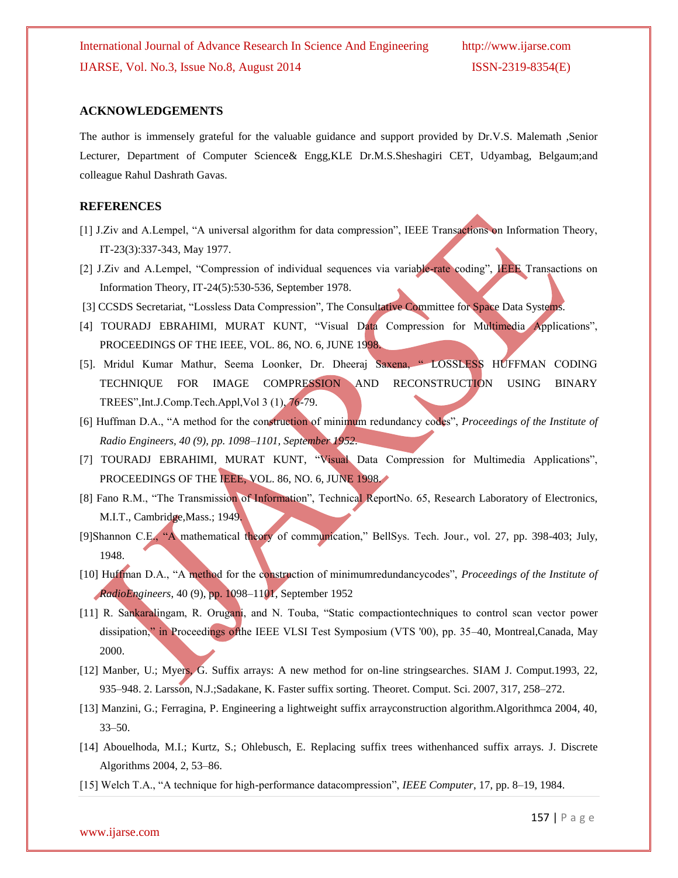## ACKNOWLEDGEMENTS

The author is immensely grateful for the valuable guidance and support provided by Dr.V.S. Malemath ,Senior Lecturer, Department of Computer Science& Engg,KLE Dr.M.S.Sheshagiri CET, Udyambag, Belgaum;and colleague Rahul Dashrath Gavas.

## REFERENCES

[1] J.Ziv and A.Lempel, "A universal algorithm for data compression", IEEE Transactions on Information Theory, IT-23(3):337-343, May 1977.

[2] J.Ziv and A.Lempel, "Compression of individual sequences via variable-rate coding", IEEE Transactions on Information Theory, IT-24(5):530-536, September 1978.

[3] CCSDS Secretariat, "Lossless Data Compression", The Consultative Committee for Space Data Systems.

[4] TOURADJ EBRAHIMI, MURAT KUNT, "Visual Data Compression for Multimedia Applications", PROCEEDINGS OF THE IEEE, VOL. 86, NO. 6, JUNE 1998.

[5]. Mridul Kumar Mathur, Seema Loonker, Dr. Dheeraj Saxena, " LOSSLESS HUFFMAN CODING TECHNIQUE FOR IMAGE COMPRESSION AND RECONSTRUCTION USING BINARY TREES",Int.J.Comp.Tech.Appl,Vol 3 (1), 76-79.

[6] Huffman D.A., "A method for the construction of minimum redundancy codes", *Proceedings of the Institute of Radio Engineers, 40 (9), pp. 1098–1101, September 1952.*

[7] TOURADJ EBRAHIMI, MURAT KUNT, "Visual Data Compression for Multimedia Applications", PROCEEDINGS OF THE IEEE, VOL. 86, NO. 6, JUNE 1998.

[8] Fano R.M., "The Transmission of Information", Technical ReportNo. 65, Research Laboratory of Electronics, M.I.T., Cambridge,Mass.; 1949.

[9]Shannon C.E., "A mathematical theory of communication," BellSys. Tech. Jour., vol. 27, pp. 398-403; July, 1948.

[10] Huffman D.A., "A method for the construction of minimumredundancycodes", *Proceedings of the Institute of RadioEngineers*, 40 (9), pp. 1098–1101, September 1952

[11] R. Sankaralingam, R. Orugani, and N. Touba, "Static compactiontechniques to control scan vector power dissipation," in Proceedings ofthe IEEE VLSI Test Symposium (VTS '00), pp. 35–40, Montreal,Canada, May 2000.

[12] Manber, U.; Myers, G. Suffix arrays: A new method for on-line stringsearches. SIAM J. Comput.1993, 22, 935–948. 2. Larsson, N.J.;Sadakane, K. Faster suffix sorting. Theoret. Comput. Sci. 2007, 317, 258–272.

[13] Manzini, G.; Ferragina, P. Engineering a lightweight suffix arrayconstruction algorithm.Algorithmca 2004, 40, 33–50.

[14] Abouelhoda, M.I.; Kurtz, S.; Ohlebusch, E. Replacing suffix trees withenhanced suffix arrays. J. Discrete Algorithms 2004, 2, 53–86.

[15] Welch T.A., "A technique for high-performance datacompression", *IEEE Computer*, 17, pp. 8–19, 1984.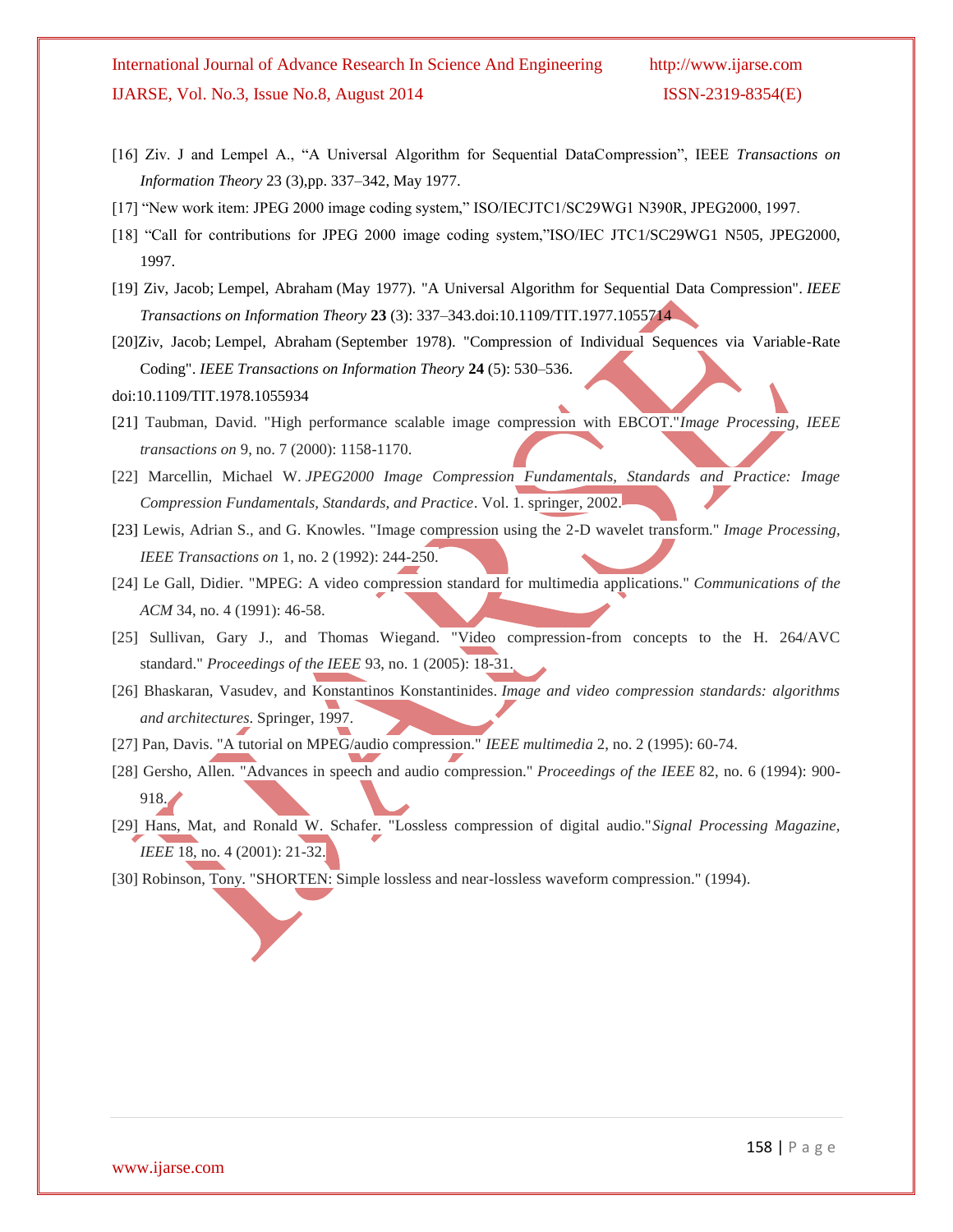[16] Ziv. J and Lempel A., “A Universal Algorithm for Sequential DataCompression”, IEEE *Transactions on Information Theory* 23 (3),pp. 337–342, May 1977.

[17] “New work item: JPEG 2000 image coding system,” ISO/IECJTC1/SC29WG1 N390R, JPEG2000, 1997.

[18] “Call for contributions for JPEG 2000 image coding system,”ISO/IEC JTC1/SC29WG1 N505, JPEG2000, 1997.

[19] Ziv, Jacob; Lempel, Abraham (May 1977). "A Universal Algorithm for Sequential Data Compression". *IEEE Transactions on Information Theory* **23** (3): 337–343.doi:10.1109/TIT.1977.1055714

[20]Ziv, Jacob; Lempel, Abraham (September 1978). "Compression of Individual Sequences via Variable-Rate Coding". *IEEE Transactions on Information Theory* **24** (5): 530–536.

doi:10.1109/TIT.1978.1055934

[21] Taubman, David. "High performance scalable image compression with EBCOT."*Image Processing, IEEE transactions on* 9, no. 7 (2000): 1158-1170.

[22] Marcellin, Michael W. *JPEG2000 Image Compression Fundamentals, Standards and Practice: Image Compression Fundamentals, Standards, and Practice*. Vol. 1. springer, 2002.

[23] Lewis, Adrian S., and G. Knowles. "Image compression using the 2-D wavelet transform." *Image Processing, IEEE Transactions on* 1, no. 2 (1992): 244-250.

[24] Le Gall, Didier. "MPEG: A video compression standard for multimedia applications." *Communications of the ACM* 34, no. 4 (1991): 46-58.

[25] Sullivan, Gary J., and Thomas Wiegand. "Video compression-from concepts to the H. 264/AVC standard." *Proceedings of the IEEE* 93, no. 1 (2005): 18-31.

[26] Bhaskaran, Vasudev, and Konstantinos Konstantinides. *Image and video compression standards: algorithms and architectures*. Springer, 1997.

[27] Pan, Davis. "A tutorial on MPEG/audio compression." *IEEE multimedia* 2, no. 2 (1995): 60-74.

[28] Gersho, Allen. "Advances in speech and audio compression." *Proceedings of the IEEE* 82, no. 6 (1994): 900-918.

[29] Hans, Mat, and Ronald W. Schafer. "Lossless compression of digital audio."*Signal Processing Magazine, IEEE* 18, no. 4 (2001): 21-32.

[30] Robinson, Tony. "SHORTEN: Simple lossless and near-lossless waveform compression." (1994).